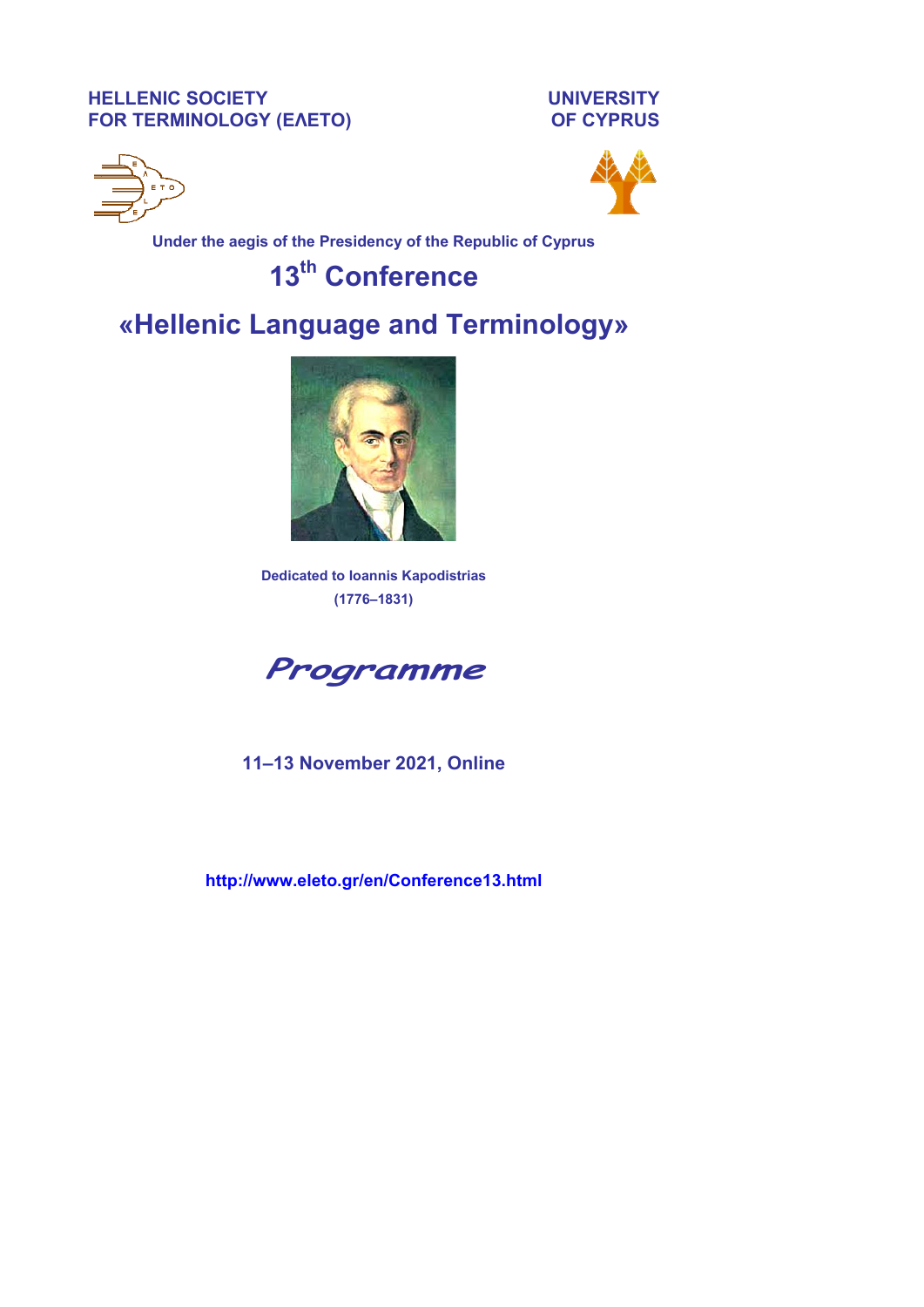**HELLENIC SOCIETY FOR TERMINOLOGY (ΕΛΕΤΟ)**

**UNIVERSITY OF CYPRUS**

**Under the aegis of the Presidency of the Republic of Cyprus**

# 13th Conference

# «Hellenic Language and Terminology»

**Dedicated to Ioannis Kapodistrias**
**(1776–1831)**

## *Programme*

**11–13 November 2021, Online**

**http://www.eleto.gr/en/Conference13.html**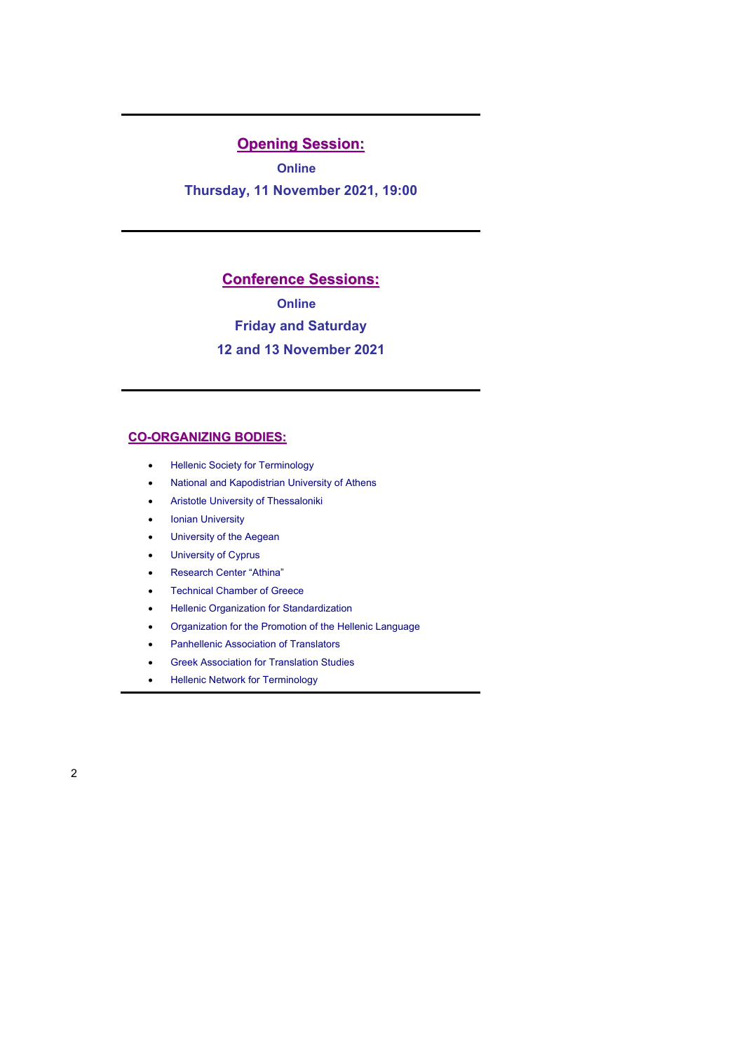---

## Opening Session:

**Online**

**Thursday, 11 November 2021, 19:00**

---

## Conference Sessions:

**Online**

**Friday and Saturday**

**12 and 13 November 2021**

---

## CO-ORGANIZING BODIES:

- Hellenic Society for Terminology
- National and Kapodistrian University of Athens
- Aristotle University of Thessaloniki
- Ionian University
- University of the Aegean
- University of Cyprus
- Research Center "Athina"
- Technical Chamber of Greece
- Hellenic Organization for Standardization
- Organization for the Promotion of the Hellenic Language
- Panhellenic Association of Translators
- Greek Association for Translation Studies
- Hellenic Network for Terminology

---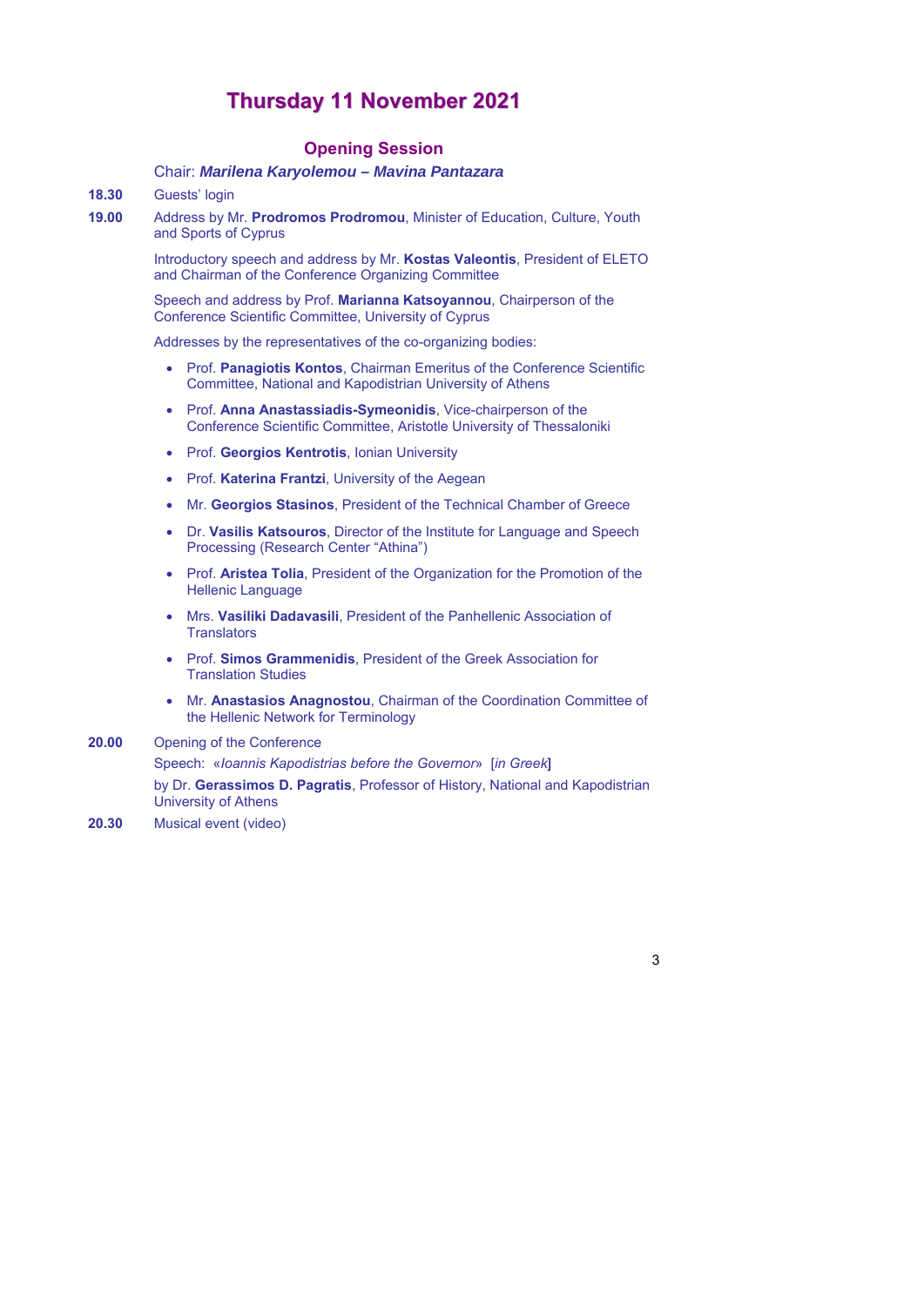# Thursday 11 November 2021

## Opening Session

Chair: ***Marilena Karyolemou – Mavina Pantazara***

**18.30** Guests' login

**19.00** Address by Mr. **Prodromos Prodromou**, Minister of Education, Culture, Youth and Sports of Cyprus

Introductory speech and address by Mr. **Kostas Valeontis**, President of ELETO and Chairman of the Conference Organizing Committee

Speech and address by Prof. **Marianna Katsoyannou**, Chairperson of the Conference Scientific Committee, University of Cyprus

Addresses by the representatives of the co-organizing bodies:

- Prof. **Panagiotis Kontos**, Chairman Emeritus of the Conference Scientific Committee, National and Kapodistrian University of Athens
- Prof. **Anna Anastassiadis-Symeonidis**, Vice-chairperson of the Conference Scientific Committee, Aristotle University of Thessaloniki
- Prof. **Georgios Kentrotis**, Ionian University
- Prof. **Katerina Frantzi**, University of the Aegean
- Mr. **Georgios Stasinos**, President of the Technical Chamber of Greece
- Dr. **Vasilis Katsouros**, Director of the Institute for Language and Speech Processing (Research Center "Athina")
- Prof. **Aristea Tolia**, President of the Organization for the Promotion of the Hellenic Language
- Mrs. **Vasiliki Dadavasili**, President of the Panhellenic Association of Translators
- Prof. **Simos Grammenidis**, President of the Greek Association for Translation Studies
- Mr. **Anastasios Anagnostou**, Chairman of the Coordination Committee of the Hellenic Network for Terminology

**20.00** Opening of the Conference

Speech: «*Ioannis Kapodistrias before the Governor*» [*in Greek*]

by Dr. **Gerassimos D. Pagratis**, Professor of History, National and Kapodistrian University of Athens

**20.30** Musical event (video)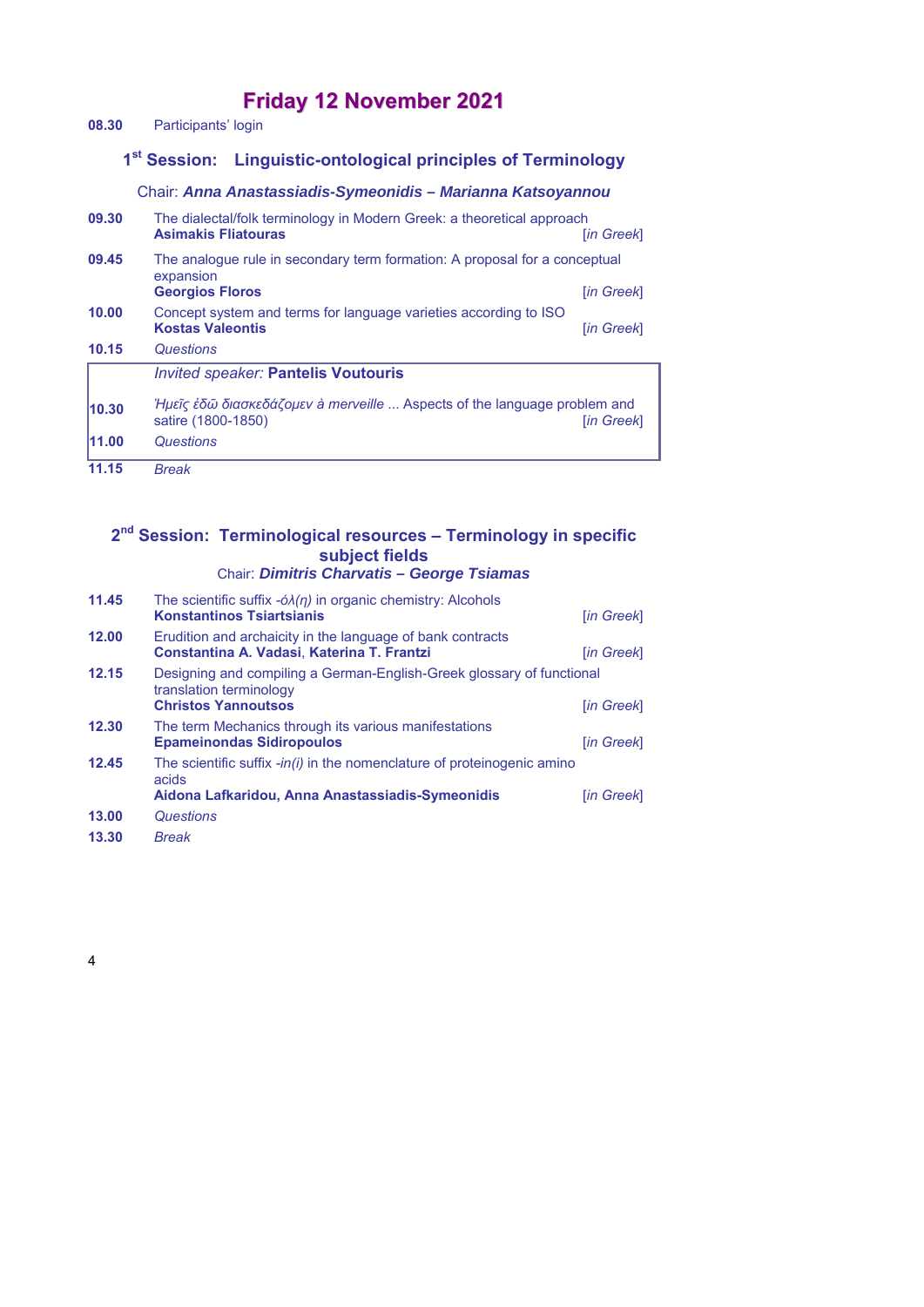# Friday 12 November 2021

**08.30** Participants' login

## 1st Session: Linguistic-ontological principles of Terminology

Chair: ***Anna Anastassiadis-Symeonidis – Marianna Katsoyannou***

**09.30** The dialectal/folk terminology in Modern Greek: a theoretical approach
**Asimakis Fliatouras** [*in Greek*]

**09.45** The analogue rule in secondary term formation: A proposal for a conceptual expansion
**Georgios Floros** [*in Greek*]

**10.00** Concept system and terms for language varieties according to ISO
**Kostas Valeontis** [*in Greek*]

**10.15** *Questions*

*Invited speaker:* **Pantelis Voutouris**

**10.30** *Ἡμεῖς ἐδῶ διασκεδάζομεν à merveille* ... Aspects of the language problem and satire (1800-1850) [*in Greek*]

**11.00** *Questions*

**11.15** *Break*

## 2nd Session: Terminological resources – Terminology in specific subject fields

Chair: ***Dimitris Charvatis – George Tsiamas***

**11.45** The scientific suffix *-όλ(η)* in organic chemistry: Alcohols
**Konstantinos Tsiartsianis** [*in Greek*]

**12.00** Erudition and archaicity in the language of bank contracts
**Constantina A. Vadasi**, **Katerina T. Frantzi** [*in Greek*]

**12.15** Designing and compiling a German-English-Greek glossary of functional translation terminology
**Christos Yannoutsos** [*in Greek*]

**12.30** The term Mechanics through its various manifestations
**Epameinondas Sidiropoulos** [*in Greek*]

**12.45** The scientific suffix *-in(i)* in the nomenclature of proteinogenic amino acids
**Aidona Lafkaridou, Anna Anastassiadis-Symeonidis** [*in Greek*]

**13.00** *Questions*

**13.30** *Break*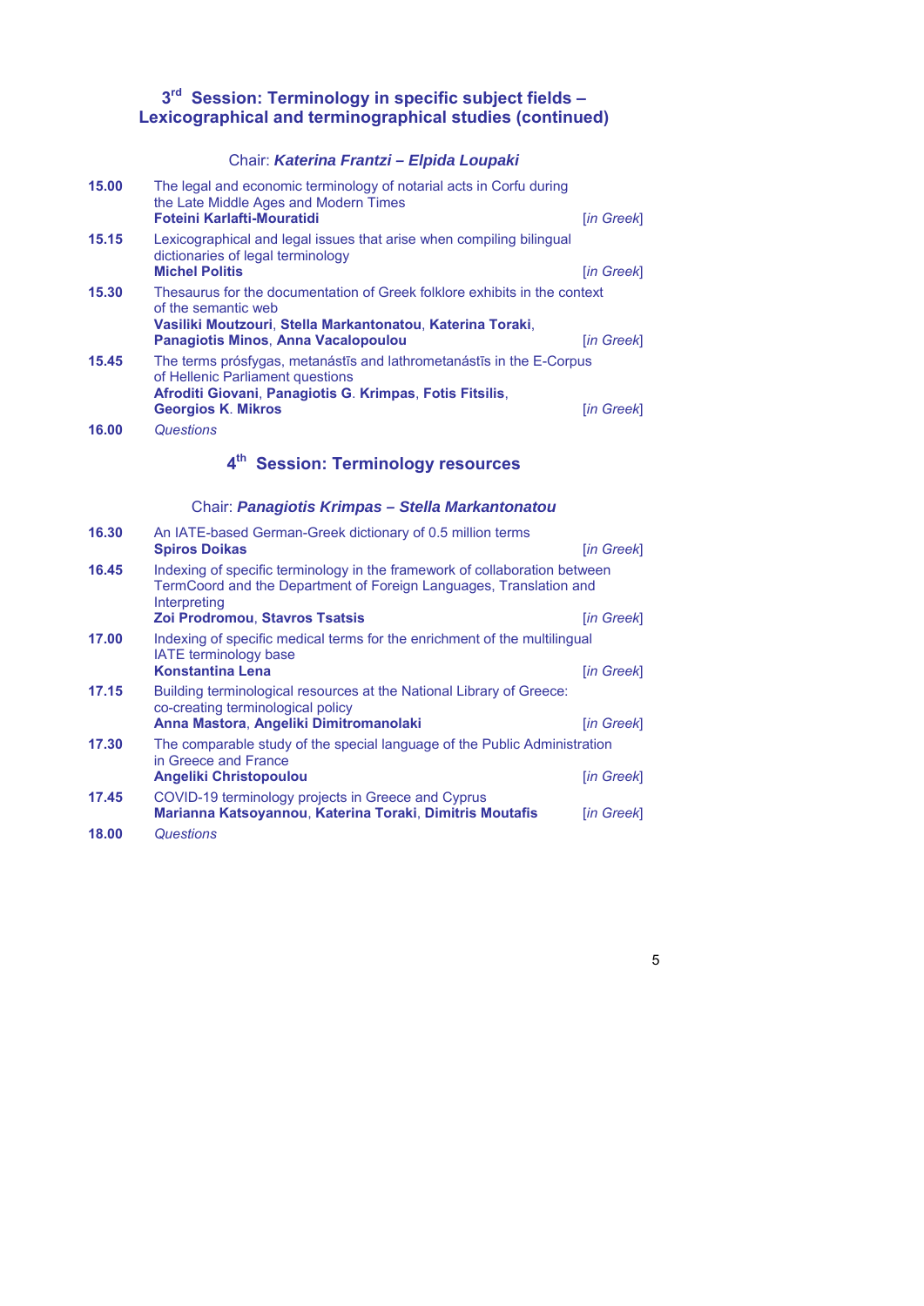## 3rd Session: Terminology in specific subject fields – Lexicographical and terminographical studies (continued)

Chair: ***Katerina Frantzi – Elpida Loupaki***

**15.00** The legal and economic terminology of notarial acts in Corfu during the Late Middle Ages and Modern Times
**Foteini Karlafti-Mouratidi** [*in Greek*]

**15.15** Lexicographical and legal issues that arise when compiling bilingual dictionaries of legal terminology
**Michel Politis** [*in Greek*]

**15.30** Thesaurus for the documentation of Greek folklore exhibits in the context of the semantic web
**Vasiliki Moutzouri**, **Stella Markantonatou**, **Katerina Toraki**, **Panagiotis Minos**, **Anna Vacalopoulou** [*in Greek*]

**15.45** The terms prósfygas, metanástīs and lathrometanástīs in the E-Corpus of Hellenic Parliament questions
**Afroditi Giovani**, **Panagiotis G. Krimpas**, **Fotis Fitsilis**, **Georgios K. Mikros** [*in Greek*]

**16.00** *Questions*

## 4th Session: Terminology resources

Chair: ***Panagiotis Krimpas – Stella Markantonatou***

**16.30** An IATE-based German-Greek dictionary of 0.5 million terms
**Spiros Doikas** [*in Greek*]

**16.45** Indexing of specific terminology in the framework of collaboration between TermCoord and the Department of Foreign Languages, Translation and Interpreting
**Zoi Prodromou**, **Stavros Tsatsis** [*in Greek*]

**17.00** Indexing of specific medical terms for the enrichment of the multilingual IATE terminology base
**Konstantina Lena** [*in Greek*]

**17.15** Building terminological resources at the National Library of Greece: co-creating terminological policy
**Anna Mastora**, **Angeliki Dimitromanolaki** [*in Greek*]

**17.30** The comparable study of the special language of the Public Administration in Greece and France
**Angeliki Christopoulou** [*in Greek*]

**17.45** COVID-19 terminology projects in Greece and Cyprus
**Marianna Katsoyannou**, **Katerina Toraki**, **Dimitris Moutafis** [*in Greek*]

**18.00** *Questions*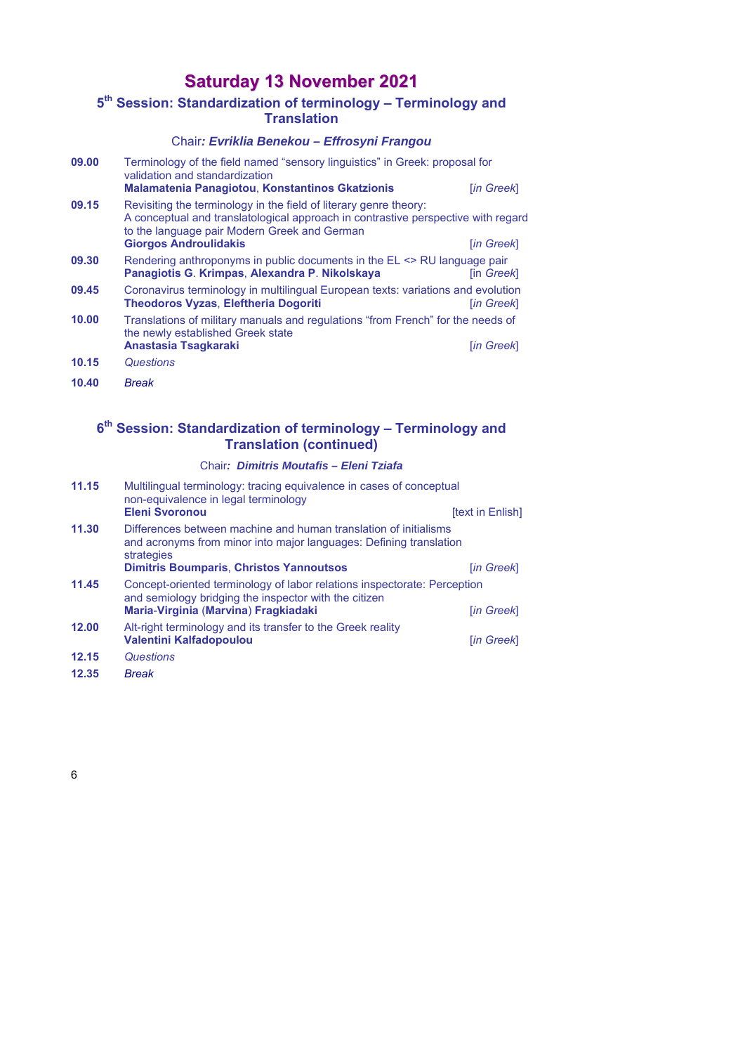# Saturday 13 November 2021

## 5th Session: Standardization of terminology – Terminology and Translation

Chair: ***Evriklia Benekou – Effrosyni Frangou***

**09.00** Terminology of the field named "sensory linguistics" in Greek: proposal for validation and standardization
**Malamatenia Panagiotou**, **Konstantinos Gkatzionis** [*in Greek*]

**09.15** Revisiting the terminology in the field of literary genre theory: A conceptual and translatological approach in contrastive perspective with regard to the language pair Modern Greek and German
**Giorgos Androulidakis** [*in Greek*]

**09.30** Rendering anthroponyms in public documents in the EL <> RU language pair
**Panagiotis G**. **Krimpas**, **Alexandra P**. **Nikolskaya** [in *Greek*]

**09.45** Coronavirus terminology in multilingual European texts: variations and evolution
**Theodoros Vyzas**, **Eleftheria Dogoriti** [*in Greek*]

**10.00** Translations of military manuals and regulations "from French" for the needs of the newly established Greek state
**Anastasia Tsagkaraki** [*in Greek*]

**10.15** *Questions*

**10.40** *Break*

## 6th Session: Standardization of terminology – Terminology and Translation (continued)

Chair***: Dimitris Moutafis – Eleni Tziafa***

**11.15** Multilingual terminology: tracing equivalence in cases of conceptual non-equivalence in legal terminology
**Eleni Svoronou** [text in Enlish]

**11.30** Differences between machine and human translation of initialisms and acronyms from minor into major languages: Defining translation strategies
**Dimitris Boumparis**, **Christos Yannoutsos** [*in Greek*]

**11.45** Concept-oriented terminology of labor relations inspectorate: Perception and semiology bridging the inspector with the citizen
**Maria**-**Virginia** (**Marvina**) **Fragkiadaki** [*in Greek*]

**12.00** Alt-right terminology and its transfer to the Greek reality
**Valentini Kalfadopoulou** [*in Greek*]

**12.15** *Questions*

**12.35** *Break*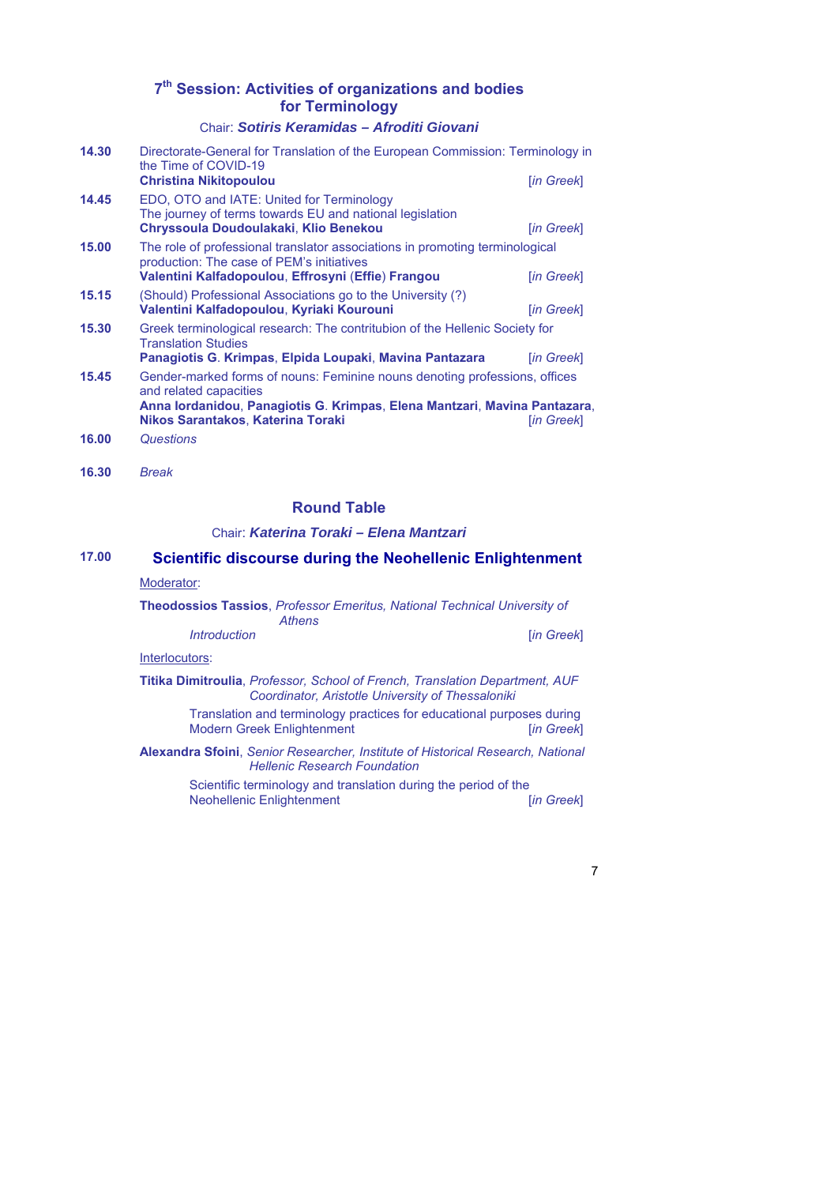## 7th Session: Activities of organizations and bodies for Terminology

Chair: ***Sotiris Keramidas – Afroditi Giovani***

**14.30** Directorate-General for Translation of the European Commission: Terminology in the Time of COVID-19
**Christina Nikitopoulou** [*in Greek*]

**14.45** EDO, OTO and IATE: United for Terminology
The journey of terms towards EU and national legislation
**Chryssoula Doudoulakaki**, **Klio Benekou** [*in Greek*]

**15.00** The role of professional translator associations in promoting terminological production: The case of PEM's initiatives
**Valentini Kalfadopoulou**, **Effrosyni** (**Effie**) **Frangou** [*in Greek*]

**15.15** (Should) Professional Associations go to the University (?)
**Valentini Kalfadopoulou**, **Kyriaki Kourouni** [*in Greek*]

**15.30** Greek terminological research: The contritubion of the Hellenic Society for Translation Studies
**Panagiotis G. Krimpas**, **Elpida Loupaki**, **Mavina Pantazara** [*in Greek*]

**15.45** Gender-marked forms of nouns: Feminine nouns denoting professions, offices and related capacities
**Anna Iordanidou**, **Panagiotis G. Krimpas**, **Elena Mantzari**, **Mavina Pantazara**, **Nikos Sarantakos**, **Katerina Toraki** [*in Greek*]

**16.00** *Questions*

**16.30** *Break*

## Round Table

Chair: ***Katerina Toraki – Elena Mantzari***

**17.00** **Scientific discourse during the Neohellenic Enlightenment**

Moderator:

**Theodossios Tassios**, *Professor Emeritus, National Technical University of Athens*
*Introduction* [*in Greek*]

Interlocutors:

**Titika Dimitroulia**, *Professor, School of French, Translation Department, AUF Coordinator, Aristotle University of Thessaloniki*
Translation and terminology practices for educational purposes during Modern Greek Enlightenment [*in Greek*]

**Alexandra Sfoini**, *Senior Researcher, Institute of Historical Research, National Hellenic Research Foundation*
Scientific terminology and translation during the period of the Neohellenic Enlightenment [*in Greek*]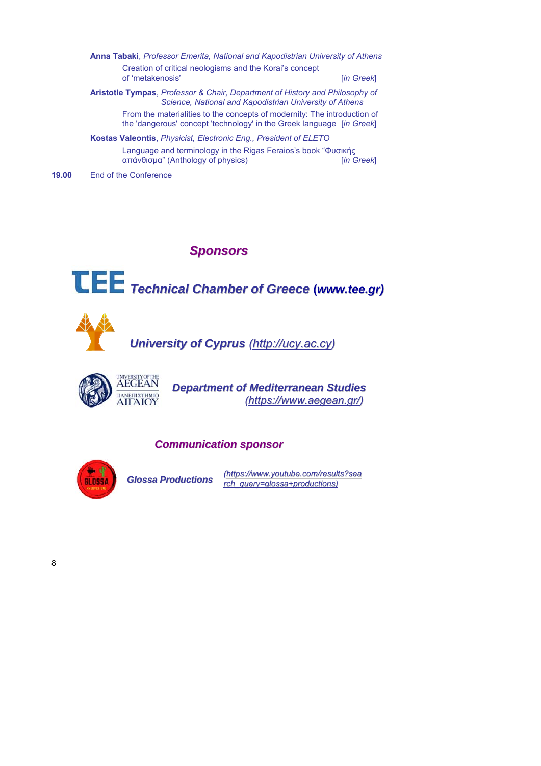**Anna Tabaki**, *Professor Emerita, National and Kapodistrian University of Athens*

Creation of critical neologisms and the Korai's concept of 'metakenosis' [*in Greek*]

**Aristotle Tympas**, *Professor & Chair, Department of History and Philosophy of Science, National and Kapodistrian University of Athens*

From the materialities to the concepts of modernity: The introduction of the 'dangerous' concept 'technology' in the Greek language [*in Greek*]

**Kostas Valeontis**, *Physicist, Electronic Eng., President of ELETO*

Language and terminology in the Rigas Feraios's book "Φυσικής απάνθισμα" (Anthology of physics) [*in Greek*]

**19.00** End of the Conference

## *Sponsors*

TEE ***Technical Chamber of Greece*** (*www.tee.gr*)

***University of Cyprus*** (*http://ucy.ac.cy*)

UNIVERSITY OF THE AEGEAN ΠΑΝΕΠΙΣΤΗΜΙΟ ΑΙΓΑΙΟΥ ***Department of Mediterranean Studies*** (*https://www.aegean.gr/*)

## *Communication sponsor*

GLOSSA PRODUCTIONS ***Glossa Productions*** (*https://www.youtube.com/results?search_query=glossa+productions*)